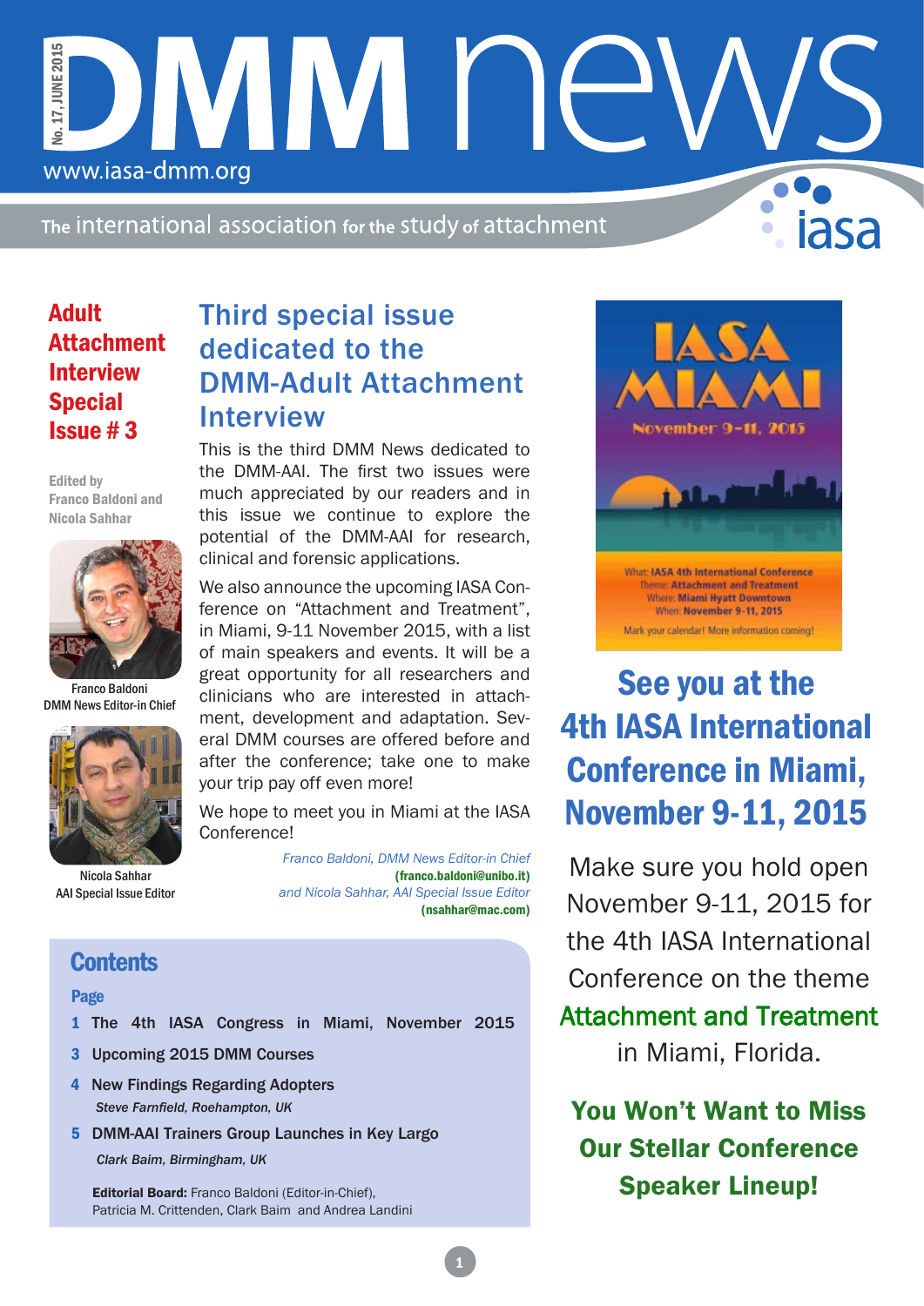# DMM news

No. 17, JUNE 2015

www.iasa-dmm.org

The international association for the study of attachment

iasa

## Adult Attachment Interview Special Issue # 3

Edited by Franco Baldoni and Nicola Sahhar

Franco Baldoni
DMM News Editor-in Chief

Nicola Sahhar
AAI Special Issue Editor

## Third special issue dedicated to the DMM-Adult Attachment Interview

This is the third DMM News dedicated to the DMM-AAI. The first two issues were much appreciated by our readers and in this issue we continue to explore the potential of the DMM-AAI for research, clinical and forensic applications.

We also announce the upcoming IASA Conference on "Attachment and Treatment", in Miami, 9-11 November 2015, with a list of main speakers and events. It will be a great opportunity for all researchers and clinicians who are interested in attachment, development and adaptation. Several DMM courses are offered before and after the conference; take one to make your trip pay off even more!

We hope to meet you in Miami at the IASA Conference!

*Franco Baldoni, DMM News Editor-in Chief*
**(franco.baldoni@unibo.it)**
*and Nicola Sahhar, AAI Special Issue Editor*
**(nsahhar@mac.com)**

## Contents

**Page**

1 The 4th IASA Congress in Miami, November 2015

3 Upcoming 2015 DMM Courses

4 New Findings Regarding Adopters
*Steve Farnfield, Roehampton, UK*

5 DMM-AAI Trainers Group Launches in Key Largo
*Clark Baim, Birmingham, UK*

**Editorial Board:** Franco Baldoni (Editor-in-Chief), Patricia M. Crittenden, Clark Baim and Andrea Landini

IASA MIAMI
November 9-11, 2015

What: IASA 4th International Conference
Theme: Attachment and Treatment
Where: Miami Hyatt Downtown
When: November 9-11, 2015

Mark your calendar! More information coming!

## See you at the 4th IASA International Conference in Miami, November 9-11, 2015

Make sure you hold open November 9-11, 2015 for the 4th IASA International Conference on the theme

**Attachment and Treatment**

in Miami, Florida.

**You Won't Want to Miss Our Stellar Conference Speaker Lineup!**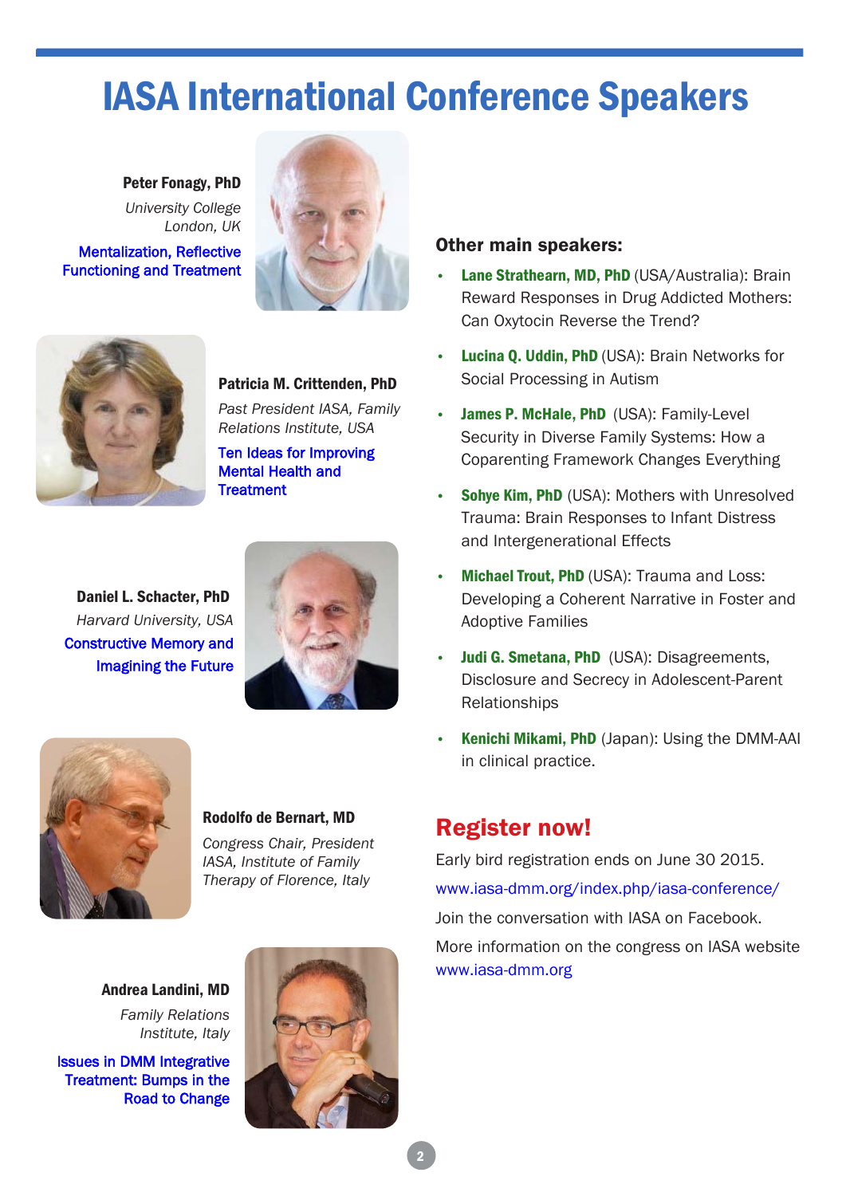# IASA International Conference Speakers

**Peter Fonagy, PhD**

*University College London, UK*

Mentalization, Reflective Functioning and Treatment

**Patricia M. Crittenden, PhD**

*Past President IASA, Family Relations Institute, USA*

Ten Ideas for Improving Mental Health and Treatment

**Daniel L. Schacter, PhD**

*Harvard University, USA*

Constructive Memory and Imagining the Future

**Rodolfo de Bernart, MD**

*Congress Chair, President IASA, Institute of Family Therapy of Florence, Italy*

**Andrea Landini, MD**

*Family Relations Institute, Italy*

Issues in DMM Integrative Treatment: Bumps in the Road to Change

### Other main speakers:

- **Lane Strathearn, MD, PhD** (USA/Australia): Brain Reward Responses in Drug Addicted Mothers: Can Oxytocin Reverse the Trend?
- **Lucina Q. Uddin, PhD** (USA): Brain Networks for Social Processing in Autism
- **James P. McHale, PhD** (USA): Family-Level Security in Diverse Family Systems: How a Coparenting Framework Changes Everything
- **Sohye Kim, PhD** (USA): Mothers with Unresolved Trauma: Brain Responses to Infant Distress and Intergenerational Effects
- **Michael Trout, PhD** (USA): Trauma and Loss: Developing a Coherent Narrative in Foster and Adoptive Families
- **Judi G. Smetana, PhD** (USA): Disagreements, Disclosure and Secrecy in Adolescent-Parent Relationships
- **Kenichi Mikami, PhD** (Japan): Using the DMM-AAI in clinical practice.

## Register now!

Early bird registration ends on June 30 2015.

www.iasa-dmm.org/index.php/iasa-conference/

Join the conversation with IASA on Facebook.

More information on the congress on IASA website www.iasa-dmm.org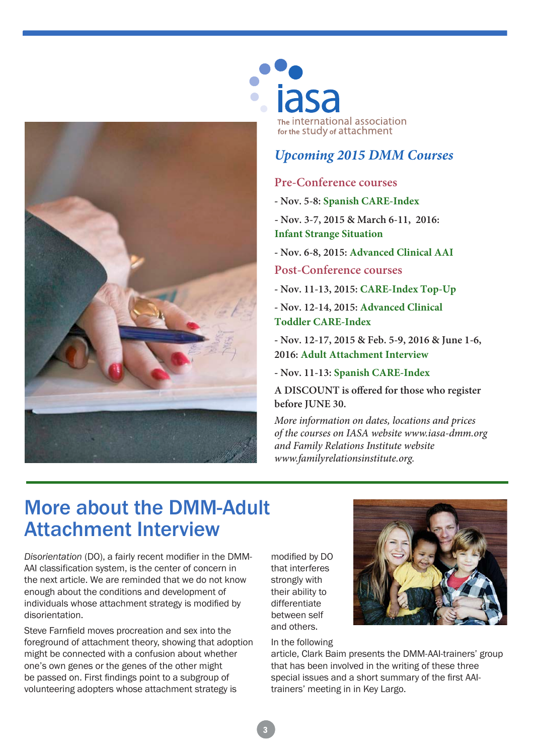iasa

The international association for the study of attachment

## *Upcoming 2015 DMM Courses*

### Pre-Conference courses

- Nov. 5-8: **Spanish CARE-Index**
- Nov. 3-7, 2015 & March 6-11, 2016: **Infant Strange Situation**
- Nov. 6-8, 2015: **Advanced Clinical AAI**

### Post-Conference courses

- Nov. 11-13, 2015: **CARE-Index Top-Up**
- Nov. 12-14, 2015: **Advanced Clinical Toddler CARE-Index**
- Nov. 12-17, 2015 & Feb. 5-9, 2016 & June 1-6, 2016: **Adult Attachment Interview**
- Nov. 11-13: **Spanish CARE-Index**

**A DISCOUNT is offered for those who register before JUNE 30.**

*More information on dates, locations and prices of the courses on IASA website www.iasa-dmm.org and Family Relations Institute website www.familyrelationsinstitute.org.*

# More about the DMM-Adult Attachment Interview

*Disorientation* (DO), a fairly recent modifier in the DMM-AAI classification system, is the center of concern in the next article. We are reminded that we do not know enough about the conditions and development of individuals whose attachment strategy is modified by disorientation.

Steve Farnfield moves procreation and sex into the foreground of attachment theory, showing that adoption might be connected with a confusion about whether one's own genes or the genes of the other might be passed on. First findings point to a subgroup of volunteering adopters whose attachment strategy is modified by DO that interferes strongly with their ability to differentiate between self and others.

In the following article, Clark Baim presents the DMM-AAI-trainers' group that has been involved in the writing of these three special issues and a short summary of the first AAI-trainers' meeting in in Key Largo.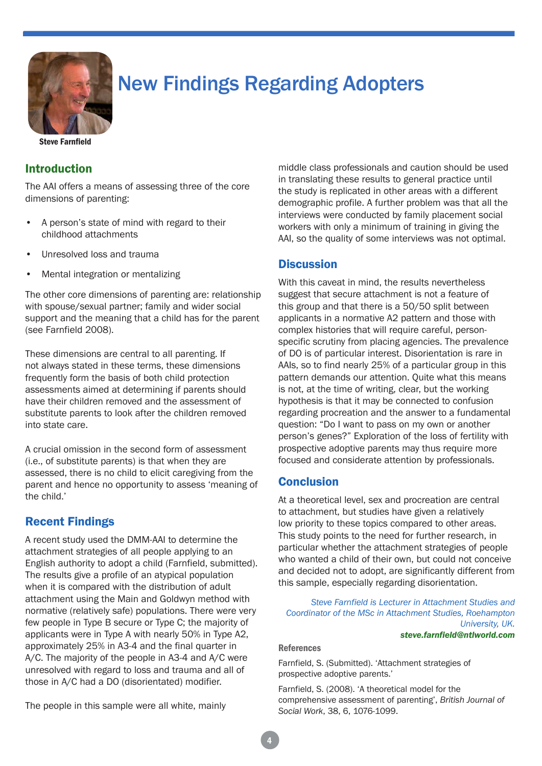# New Findings Regarding Adopters

**Steve Farnfield**

## Introduction

The AAI offers a means of assessing three of the core dimensions of parenting:

- A person's state of mind with regard to their childhood attachments
- Unresolved loss and trauma
- Mental integration or mentalizing

The other core dimensions of parenting are: relationship with spouse/sexual partner; family and wider social support and the meaning that a child has for the parent (see Farnfield 2008).

These dimensions are central to all parenting. If not always stated in these terms, these dimensions frequently form the basis of both child protection assessments aimed at determining if parents should have their children removed and the assessment of substitute parents to look after the children removed into state care.

A crucial omission in the second form of assessment (i.e., of substitute parents) is that when they are assessed, there is no child to elicit caregiving from the parent and hence no opportunity to assess 'meaning of the child.'

## Recent Findings

A recent study used the DMM-AAI to determine the attachment strategies of all people applying to an English authority to adopt a child (Farnfield, submitted). The results give a profile of an atypical population when it is compared with the distribution of adult attachment using the Main and Goldwyn method with normative (relatively safe) populations. There were very few people in Type B secure or Type C; the majority of applicants were in Type A with nearly 50% in Type A2, approximately 25% in A3-4 and the final quarter in A/C. The majority of the people in A3-4 and A/C were unresolved with regard to loss and trauma and all of those in A/C had a DO (disorientated) modifier.

The people in this sample were all white, mainly middle class professionals and caution should be used in translating these results to general practice until the study is replicated in other areas with a different demographic profile. A further problem was that all the interviews were conducted by family placement social workers with only a minimum of training in giving the AAI, so the quality of some interviews was not optimal.

## Discussion

With this caveat in mind, the results nevertheless suggest that secure attachment is not a feature of this group and that there is a 50/50 split between applicants in a normative A2 pattern and those with complex histories that will require careful, person-specific scrutiny from placing agencies. The prevalence of DO is of particular interest. Disorientation is rare in AAIs, so to find nearly 25% of a particular group in this pattern demands our attention. Quite what this means is not, at the time of writing, clear, but the working hypothesis is that it may be connected to confusion regarding procreation and the answer to a fundamental question: "Do I want to pass on my own or another person's genes?" Exploration of the loss of fertility with prospective adoptive parents may thus require more focused and considerate attention by professionals.

## Conclusion

At a theoretical level, sex and procreation are central to attachment, but studies have given a relatively low priority to these topics compared to other areas. This study points to the need for further research, in particular whether the attachment strategies of people who wanted a child of their own, but could not conceive and decided not to adopt, are significantly different from this sample, especially regarding disorientation.

*Steve Farnfield is Lecturer in Attachment Studies and Coordinator of the MSc in Attachment Studies, Roehampton University, UK.*
***steve.farnfield@ntlworld.com***

### References

Farnfield, S. (Submitted). 'Attachment strategies of prospective adoptive parents.'

Farnfield, S. (2008). 'A theoretical model for the comprehensive assessment of parenting', *British Journal of Social Work*, 38, 6, 1076-1099.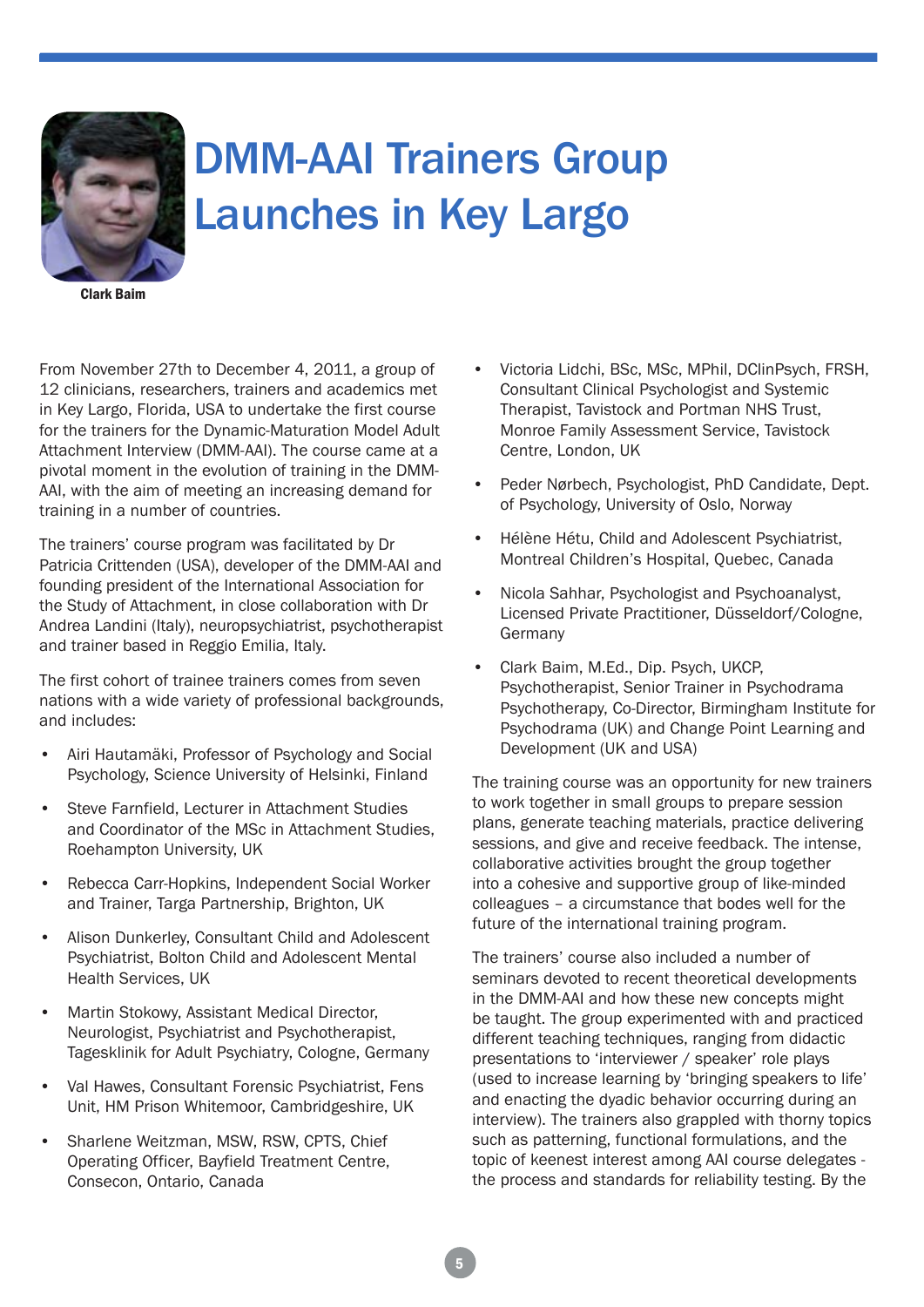# DMM-AAI Trainers Group Launches in Key Largo

Clark Baim

From November 27th to December 4, 2011, a group of 12 clinicians, researchers, trainers and academics met in Key Largo, Florida, USA to undertake the first course for the trainers for the Dynamic-Maturation Model Adult Attachment Interview (DMM-AAI). The course came at a pivotal moment in the evolution of training in the DMM-AAI, with the aim of meeting an increasing demand for training in a number of countries.

The trainers' course program was facilitated by Dr Patricia Crittenden (USA), developer of the DMM-AAI and founding president of the International Association for the Study of Attachment, in close collaboration with Dr Andrea Landini (Italy), neuropsychiatrist, psychotherapist and trainer based in Reggio Emilia, Italy.

The first cohort of trainee trainers comes from seven nations with a wide variety of professional backgrounds, and includes:

- Airi Hautamäki, Professor of Psychology and Social Psychology, Science University of Helsinki, Finland
- Steve Farnfield, Lecturer in Attachment Studies and Coordinator of the MSc in Attachment Studies, Roehampton University, UK
- Rebecca Carr-Hopkins, Independent Social Worker and Trainer, Targa Partnership, Brighton, UK
- Alison Dunkerley, Consultant Child and Adolescent Psychiatrist, Bolton Child and Adolescent Mental Health Services, UK
- Martin Stokowy, Assistant Medical Director, Neurologist, Psychiatrist and Psychotherapist, Tagesklinik for Adult Psychiatry, Cologne, Germany
- Val Hawes, Consultant Forensic Psychiatrist, Fens Unit, HM Prison Whitemoor, Cambridgeshire, UK
- Sharlene Weitzman, MSW, RSW, CPTS, Chief Operating Officer, Bayfield Treatment Centre, Consecon, Ontario, Canada
- Victoria Lidchi, BSc, MSc, MPhil, DClinPsych, FRSH, Consultant Clinical Psychologist and Systemic Therapist, Tavistock and Portman NHS Trust, Monroe Family Assessment Service, Tavistock Centre, London, UK
- Peder Nørbech, Psychologist, PhD Candidate, Dept. of Psychology, University of Oslo, Norway
- Hélène Hétu, Child and Adolescent Psychiatrist, Montreal Children's Hospital, Quebec, Canada
- Nicola Sahhar, Psychologist and Psychoanalyst, Licensed Private Practitioner, Düsseldorf/Cologne, Germany
- Clark Baim, M.Ed., Dip. Psych, UKCP, Psychotherapist, Senior Trainer in Psychodrama Psychotherapy, Co-Director, Birmingham Institute for Psychodrama (UK) and Change Point Learning and Development (UK and USA)

The training course was an opportunity for new trainers to work together in small groups to prepare session plans, generate teaching materials, practice delivering sessions, and give and receive feedback. The intense, collaborative activities brought the group together into a cohesive and supportive group of like-minded colleagues – a circumstance that bodes well for the future of the international training program.

The trainers' course also included a number of seminars devoted to recent theoretical developments in the DMM-AAI and how these new concepts might be taught. The group experimented with and practiced different teaching techniques, ranging from didactic presentations to 'interviewer / speaker' role plays (used to increase learning by 'bringing speakers to life' and enacting the dyadic behavior occurring during an interview). The trainers also grappled with thorny topics such as patterning, functional formulations, and the topic of keenest interest among AAI course delegates - the process and standards for reliability testing. By the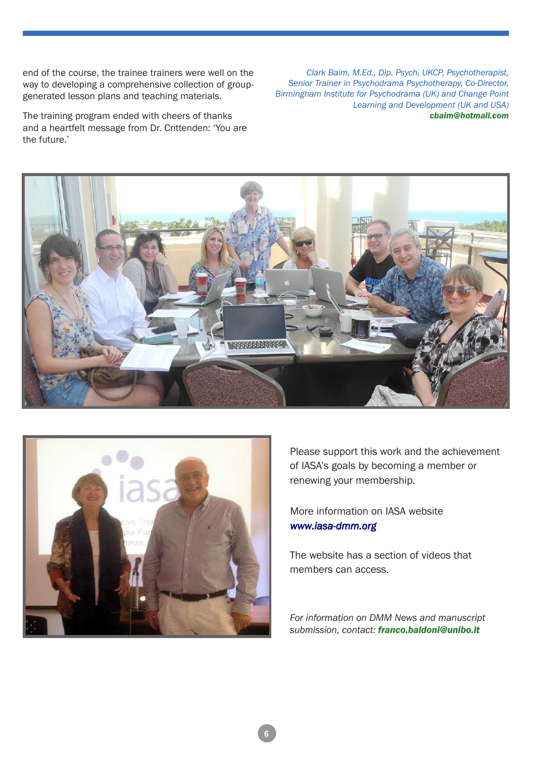end of the course, the trainee trainers were well on the way to developing a comprehensive collection of group-generated lesson plans and teaching materials.

The training program ended with cheers of thanks and a heartfelt message from Dr. Crittenden: 'You are the future.'

*Clark Baim, M.Ed., Dip. Psych, UKCP, Psychotherapist, Senior Trainer in Psychodrama Psychotherapy, Co-Director, Birmingham Institute for Psychodrama (UK) and Change Point Learning and Development (UK and USA)*
***cbaim@hotmail.com***

Please support this work and the achievement of IASA's goals by becoming a member or renewing your membership.

More information on IASA website
***www.iasa-dmm.org***

The website has a section of videos that members can access.

*For information on DMM News and manuscript submission, contact:* ***franco.baldoni@unibo.it***